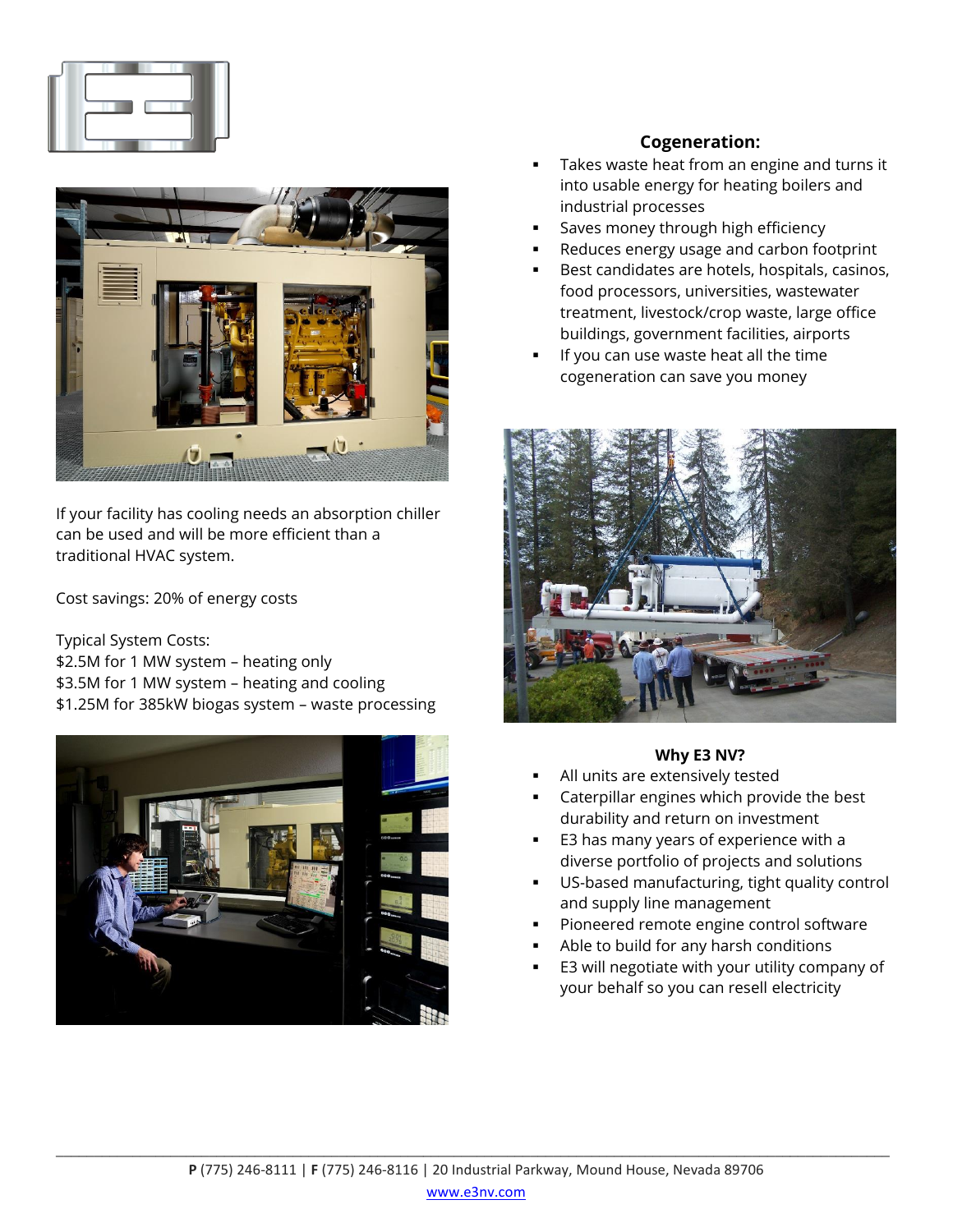If your facility has cooling needs an absorption chiller can be used and will be more efficient than a traditional HVAC system.

Cost savings: 20% of energy costs

Typical System Costs:
$2.5M for 1 MW system – heating only
$3.5M for 1 MW system – heating and cooling
$1.25M for 385kW biogas system – waste processing

## Cogeneration:

- Takes waste heat from an engine and turns it into usable energy for heating boilers and industrial processes
- Saves money through high efficiency
- Reduces energy usage and carbon footprint
- Best candidates are hotels, hospitals, casinos, food processors, universities, wastewater treatment, livestock/crop waste, large office buildings, government facilities, airports
- If you can use waste heat all the time cogeneration can save you money

## Why E3 NV?

- All units are extensively tested
- Caterpillar engines which provide the best durability and return on investment
- E3 has many years of experience with a diverse portfolio of projects and solutions
- US-based manufacturing, tight quality control and supply line management
- Pioneered remote engine control software
- Able to build for any harsh conditions
- E3 will negotiate with your utility company of your behalf so you can resell electricity

**P** (775) 246-8111 | **F** (775) 246-8116 | 20 Industrial Parkway, Mound House, Nevada 89706
www.e3nv.com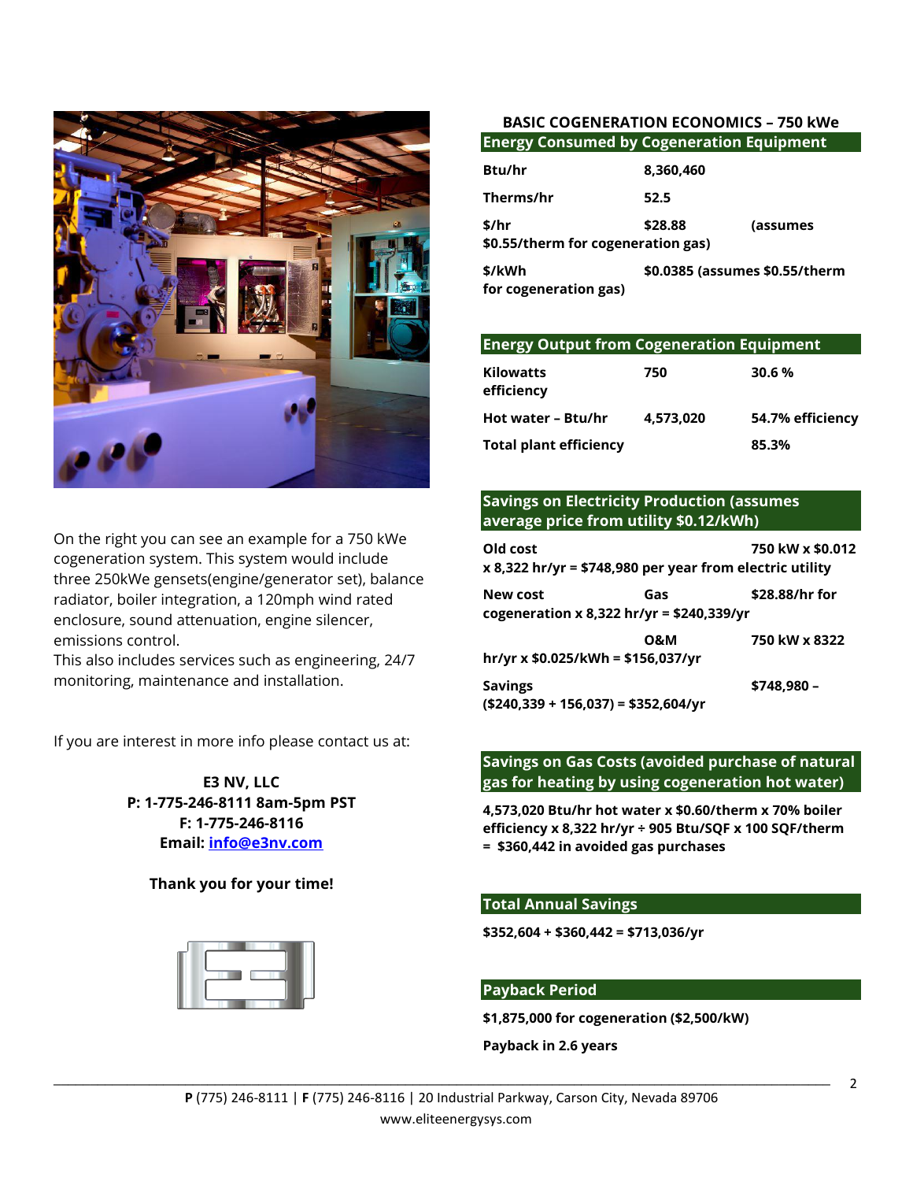On the right you can see an example for a 750 kWe cogeneration system. This system would include three 250kWe gensets(engine/generator set), balance radiator, boiler integration, a 120mph wind rated enclosure, sound attenuation, engine silencer, emissions control.
This also includes services such as engineering, 24/7 monitoring, maintenance and installation.

If you are interest in more info please contact us at:

**E3 NV, LLC**
**P: 1-775-246-8111 8am-5pm PST**
**F: 1-775-246-8116**
**Email: info@e3nv.com**

**Thank you for your time!**

## BASIC COGENERATION ECONOMICS – 750 kWe

### Energy Consumed by Cogeneration Equipment

**Btu/hr** **8,360,460**

**Therms/hr** **52.5**

**$/hr** **$28.88** **(assumes $0.55/therm for cogeneration gas)**

**$/kWh** **$0.0385 (assumes $0.55/therm for cogeneration gas)**

### Energy Output from Cogeneration Equipment

| | | |
|---|---|---|
| **Kilowatts efficiency** | **750** | **30.6 %** |
| **Hot water – Btu/hr** | **4,573,020** | **54.7% efficiency** |
| **Total plant efficiency** | | **85.3%** |

### Savings on Electricity Production (assumes average price from utility $0.12/kWh)

**Old cost** **750 kW x $0.012 x 8,322 hr/yr = $748,980 per year from electric utility**

**New cost** **Gas** **$28.88/hr for cogeneration x 8,322 hr/yr = $240,339/yr**

**O&M** **750 kW x 8322 hr/yr x $0.025/kWh = $156,037/yr**

**Savings** **$748,980 – ($240,339 + 156,037) = $352,604/yr**

### Savings on Gas Costs (avoided purchase of natural gas for heating by using cogeneration hot water)

**4,573,020 Btu/hr hot water x $0.60/therm x 70% boiler efficiency x 8,322 hr/yr ÷ 905 Btu/SQF x 100 SQF/therm = $360,442 in avoided gas purchases**

### Total Annual Savings

**$352,604 + $360,442 = $713,036/yr**

### Payback Period

**$1,875,000 for cogeneration ($2,500/kW)**

**Payback in 2.6 years**

**P** (775) 246-8111 | **F** (775) 246-8116 | 20 Industrial Parkway, Carson City, Nevada 89706
www.eliteenergysys.com